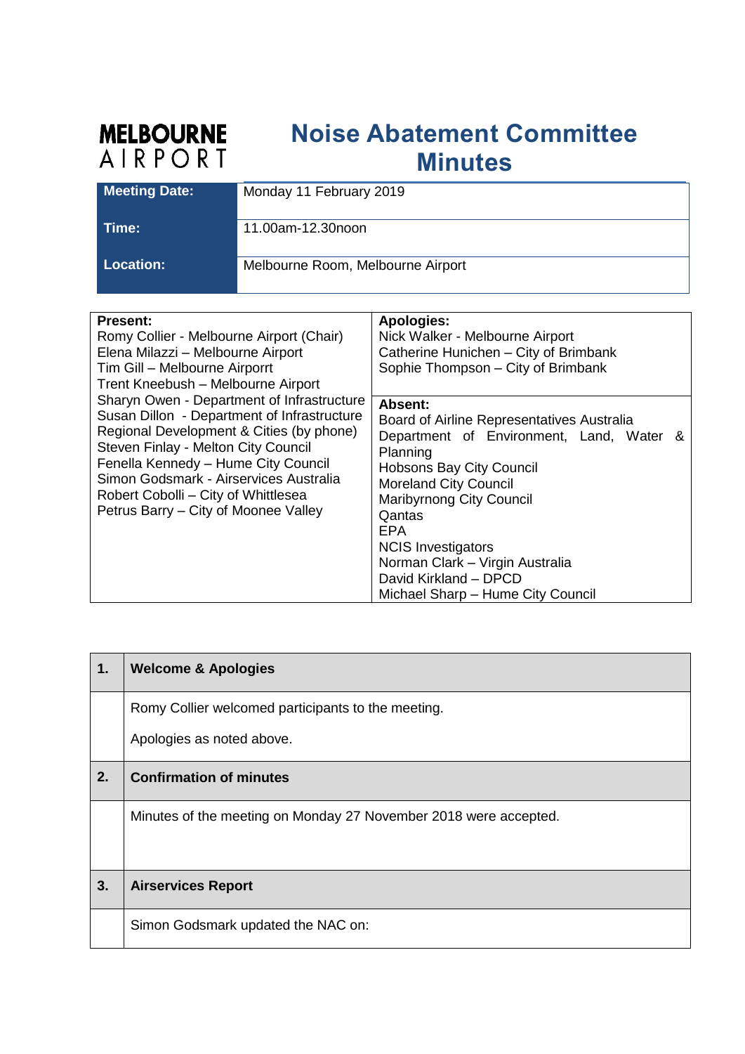MELBOURNE AIRPORT

# Noise Abatement Committee Minutes

| | |
|---|---|
| **Meeting Date:** | Monday 11 February 2019 |
| **Time:** | 11.00am-12.30noon |
| **Location:** | Melbourne Room, Melbourne Airport |

| **Present:** | **Apologies:** |
|---|---|
| Romy Collier - Melbourne Airport (Chair)<br>Elena Milazzi – Melbourne Airport<br>Tim Gill – Melbourne Airporrt<br>Trent Kneebush – Melbourne Airport<br>Sharyn Owen - Department of Infrastructure<br>Susan Dillon - Department of Infrastructure Regional Development & Cities (by phone)<br>Steven Finlay - Melton City Council<br>Fenella Kennedy – Hume City Council<br>Simon Godsmark - Airservices Australia<br>Robert Cobolli – City of Whittlesea<br>Petrus Barry – City of Moonee Valley | Nick Walker - Melbourne Airport<br>Catherine Hunichen – City of Brimbank<br>Sophie Thompson – City of Brimbank<br><br>**Absent:**<br>Board of Airline Representatives Australia<br>Department of Environment, Land, Water & Planning<br>Hobsons Bay City Council<br>Moreland City Council<br>Maribyrnong City Council<br>Qantas<br>EPA<br>NCIS Investigators<br>Norman Clark – Virgin Australia<br>David Kirkland – DPCD<br>Michael Sharp – Hume City Council |

| | |
|---|---|
| **1.** | **Welcome & Apologies** |
| | Romy Collier welcomed participants to the meeting.<br><br>Apologies as noted above. |
| **2.** | **Confirmation of minutes** |
| | Minutes of the meeting on Monday 27 November 2018 were accepted. |
| **3.** | **Airservices Report** |
| | Simon Godsmark updated the NAC on: |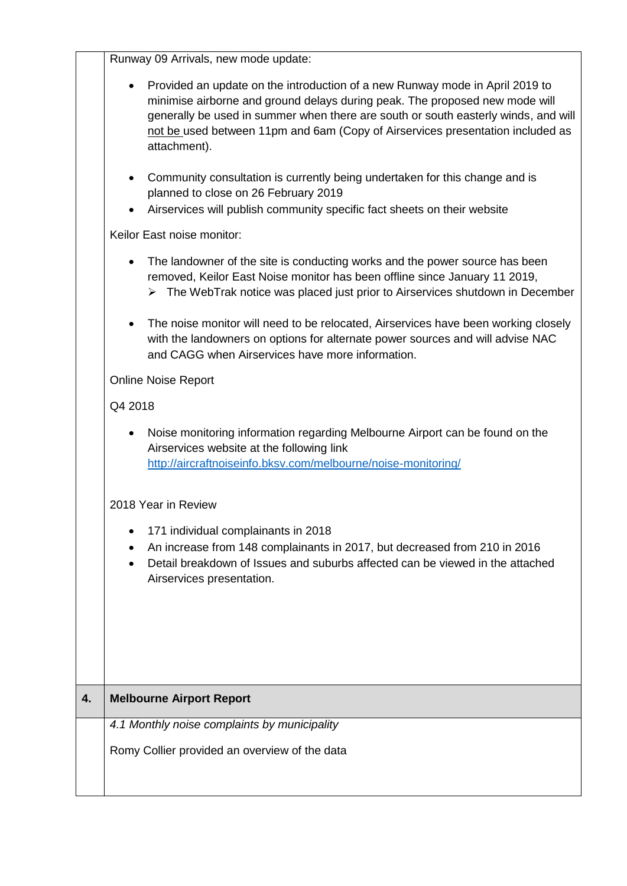Runway 09 Arrivals, new mode update:

- Provided an update on the introduction of a new Runway mode in April 2019 to minimise airborne and ground delays during peak. The proposed new mode will generally be used in summer when there are south or south easterly winds, and will not be used between 11pm and 6am (Copy of Airservices presentation included as attachment).

- Community consultation is currently being undertaken for this change and is planned to close on 26 February 2019
- Airservices will publish community specific fact sheets on their website

Keilor East noise monitor:

- The landowner of the site is conducting works and the power source has been removed, Keilor East Noise monitor has been offline since January 11 2019,
  - The WebTrak notice was placed just prior to Airservices shutdown in December

- The noise monitor will need to be relocated, Airservices have been working closely with the landowners on options for alternate power sources and will advise NAC and CAGG when Airservices have more information.

Online Noise Report

Q4 2018

- Noise monitoring information regarding Melbourne Airport can be found on the Airservices website at the following link http://aircraftnoiseinfo.bksv.com/melbourne/noise-monitoring/

2018 Year in Review

- 171 individual complainants in 2018
- An increase from 148 complainants in 2017, but decreased from 210 in 2016
- Detail breakdown of Issues and suburbs affected can be viewed in the attached Airservices presentation.

| 4. | **Melbourne Airport Report** |
|---|---|
| | *4.1 Monthly noise complaints by municipality*<br><br>Romy Collier provided an overview of the data |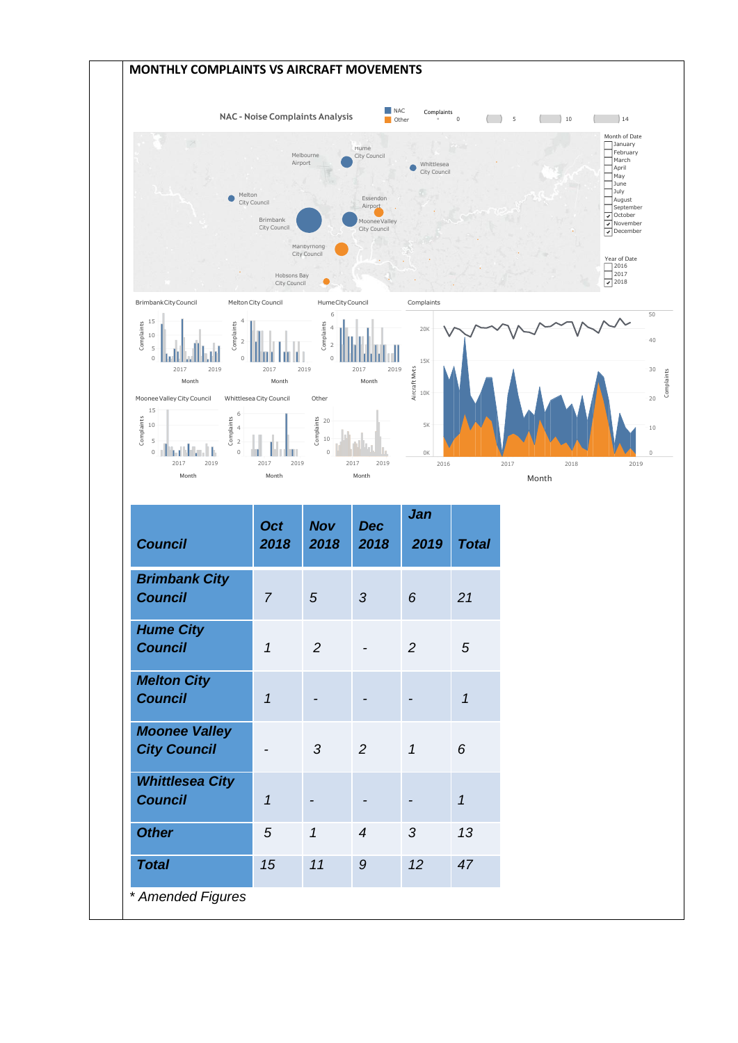## MONTHLY COMPLAINTS VS AIRCRAFT MOVEMENTS

| *Council* | *Oct 2018* | *Nov 2018* | *Dec 2018* | *Jan 2019* | *Total* |
|---|---|---|---|---|---|
| *Brimbank City Council* | *7* | *5* | *3* | *6* | *21* |
| *Hume City Council* | *1* | *2* | *-* | *2* | *5* |
| *Melton City Council* | *1* | *-* | *-* | *-* | *1* |
| *Moonee Valley City Council* | *-* | *3* | *2* | *1* | *6* |
| *Whittlesea City Council* | *1* | *-* | *-* | *-* | *1* |
| *Other* | *5* | *1* | *4* | *3* | *13* |
| *Total* | *15* | *11* | *9* | *12* | *47* |

* *Amended Figures*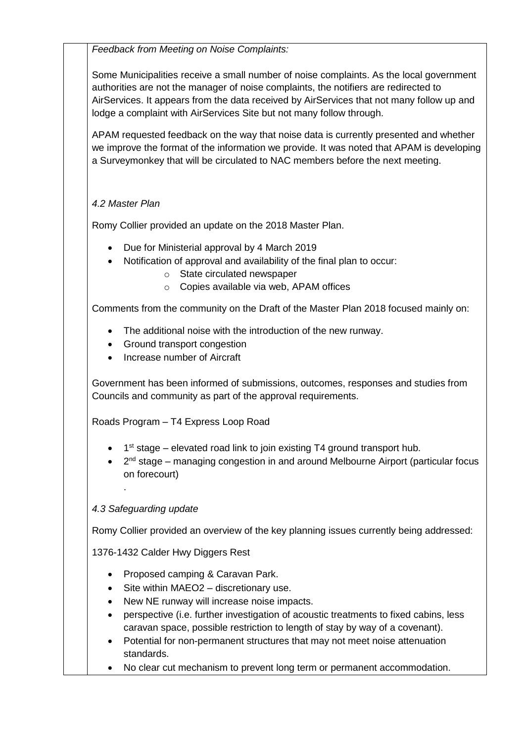*Feedback from Meeting on Noise Complaints:*

Some Municipalities receive a small number of noise complaints. As the local government authorities are not the manager of noise complaints, the notifiers are redirected to AirServices. It appears from the data received by AirServices that not many follow up and lodge a complaint with AirServices Site but not many follow through.

APAM requested feedback on the way that noise data is currently presented and whether we improve the format of the information we provide. It was noted that APAM is developing a Surveymonkey that will be circulated to NAC members before the next meeting.

*4.2 Master Plan*

Romy Collier provided an update on the 2018 Master Plan.

- Due for Ministerial approval by 4 March 2019
- Notification of approval and availability of the final plan to occur:
  - State circulated newspaper
  - Copies available via web, APAM offices

Comments from the community on the Draft of the Master Plan 2018 focused mainly on:

- The additional noise with the introduction of the new runway.
- Ground transport congestion
- Increase number of Aircraft

Government has been informed of submissions, outcomes, responses and studies from Councils and community as part of the approval requirements.

Roads Program – T4 Express Loop Road

- 1st stage – elevated road link to join existing T4 ground transport hub.
- 2nd stage – managing congestion in and around Melbourne Airport (particular focus on forecourt)

.

*4.3 Safeguarding update*

Romy Collier provided an overview of the key planning issues currently being addressed:

1376-1432 Calder Hwy Diggers Rest

- Proposed camping & Caravan Park.
- Site within MAEO2 – discretionary use.
- New NE runway will increase noise impacts.
- perspective (i.e. further investigation of acoustic treatments to fixed cabins, less caravan space, possible restriction to length of stay by way of a covenant).
- Potential for non-permanent structures that may not meet noise attenuation standards.
- No clear cut mechanism to prevent long term or permanent accommodation.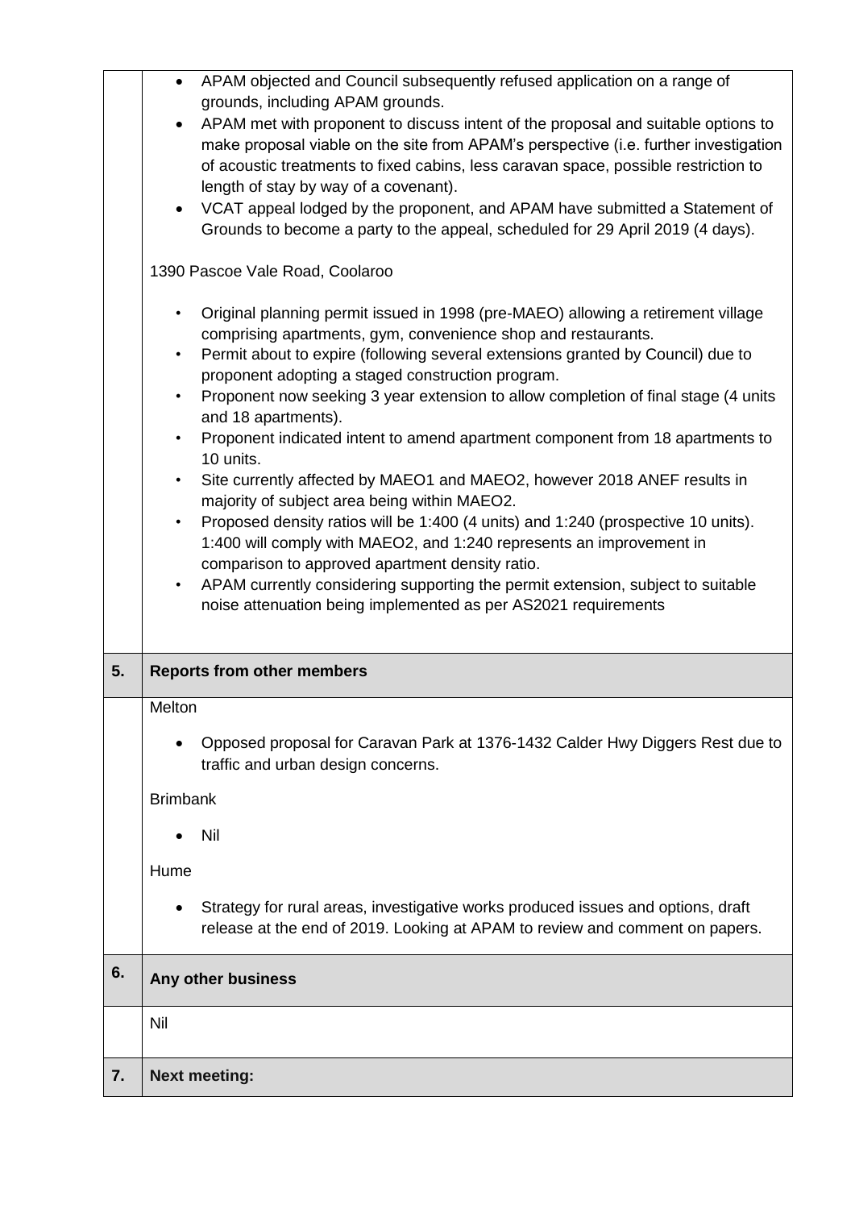| | |
|---|---|
| | <ul><li>APAM objected and Council subsequently refused application on a range of grounds, including APAM grounds.</li><li>APAM met with proponent to discuss intent of the proposal and suitable options to make proposal viable on the site from APAM's perspective (i.e. further investigation of acoustic treatments to fixed cabins, less caravan space, possible restriction to length of stay by way of a covenant).</li><li>VCAT appeal lodged by the proponent, and APAM have submitted a Statement of Grounds to become a party to the appeal, scheduled for 29 April 2019 (4 days).</li></ul>1390 Pascoe Vale Road, Coolaroo<ul><li>Original planning permit issued in 1998 (pre-MAEO) allowing a retirement village comprising apartments, gym, convenience shop and restaurants.</li><li>Permit about to expire (following several extensions granted by Council) due to proponent adopting a staged construction program.</li><li>Proponent now seeking 3 year extension to allow completion of final stage (4 units and 18 apartments).</li><li>Proponent indicated intent to amend apartment component from 18 apartments to 10 units.</li><li>Site currently affected by MAEO1 and MAEO2, however 2018 ANEF results in majority of subject area being within MAEO2.</li><li>Proposed density ratios will be 1:400 (4 units) and 1:240 (prospective 10 units). 1:400 will comply with MAEO2, and 1:240 represents an improvement in comparison to approved apartment density ratio.</li><li>APAM currently considering supporting the permit extension, subject to suitable noise attenuation being implemented as per AS2021 requirements</li></ul> |
| **5.** | **Reports from other members** |
| | Melton<ul><li>Opposed proposal for Caravan Park at 1376-1432 Calder Hwy Diggers Rest due to traffic and urban design concerns.</li></ul>Brimbank<ul><li>Nil</li></ul>Hume<ul><li>Strategy for rural areas, investigative works produced issues and options, draft release at the end of 2019. Looking at APAM to review and comment on papers.</li></ul> |
| **6.** | **Any other business** |
| | Nil |
| **7.** | **Next meeting:** |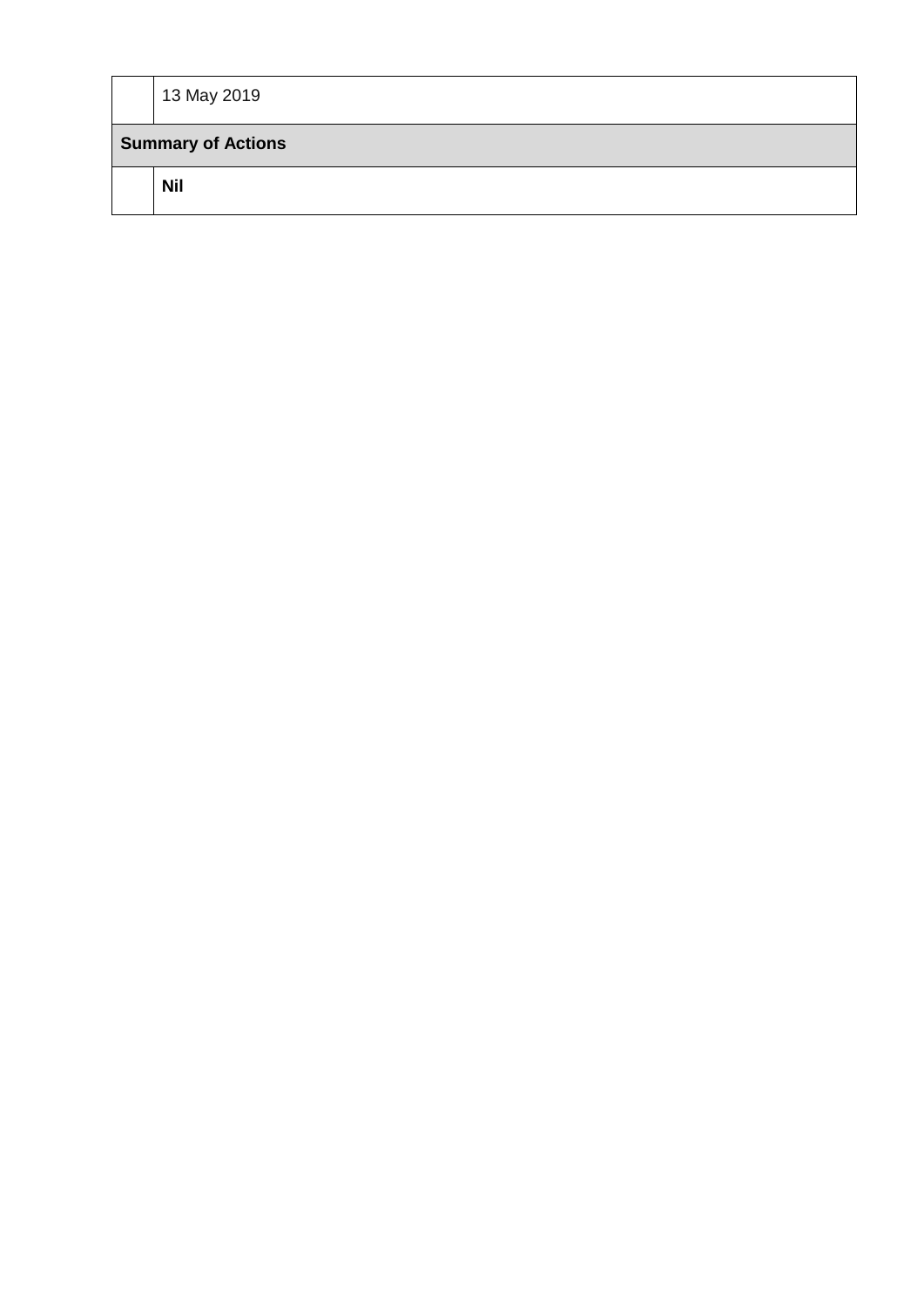| | |
|---|---|
| | 13 May 2019 |
| **Summary of Actions** | |
| | **Nil** |